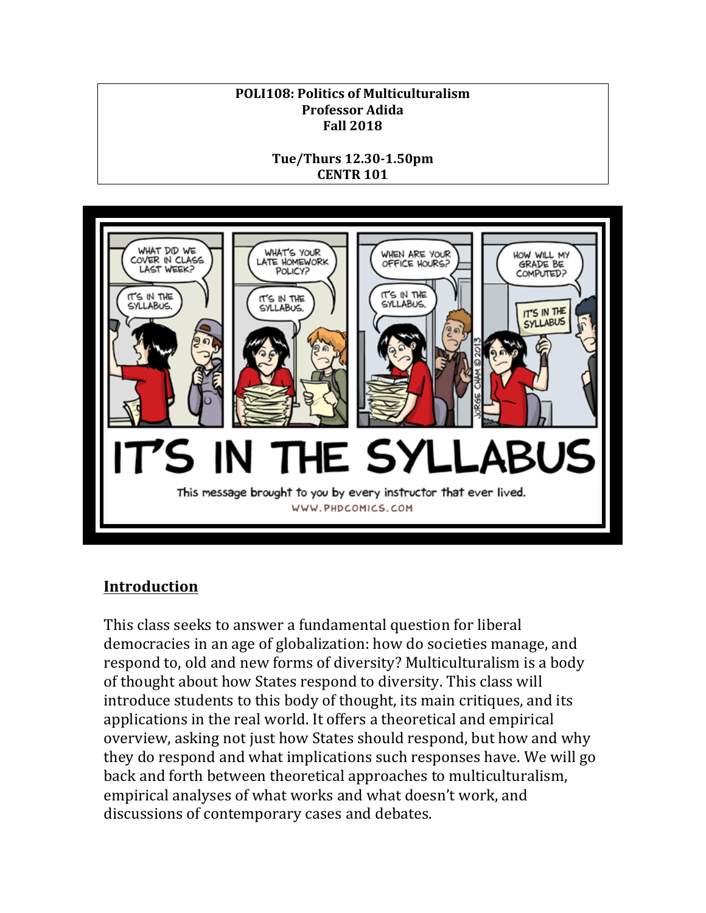**POLI108: Politics of Multiculturalism**
**Professor Adida**
**Fall 2018**

**Tue/Thurs 12.30-1.50pm**
**CENTR 101**

## Introduction

This class seeks to answer a fundamental question for liberal democracies in an age of globalization: how do societies manage, and respond to, old and new forms of diversity? Multiculturalism is a body of thought about how States respond to diversity. This class will introduce students to this body of thought, its main critiques, and its applications in the real world. It offers a theoretical and empirical overview, asking not just how States should respond, but how and why they do respond and what implications such responses have. We will go back and forth between theoretical approaches to multiculturalism, empirical analyses of what works and what doesn't work, and discussions of contemporary cases and debates.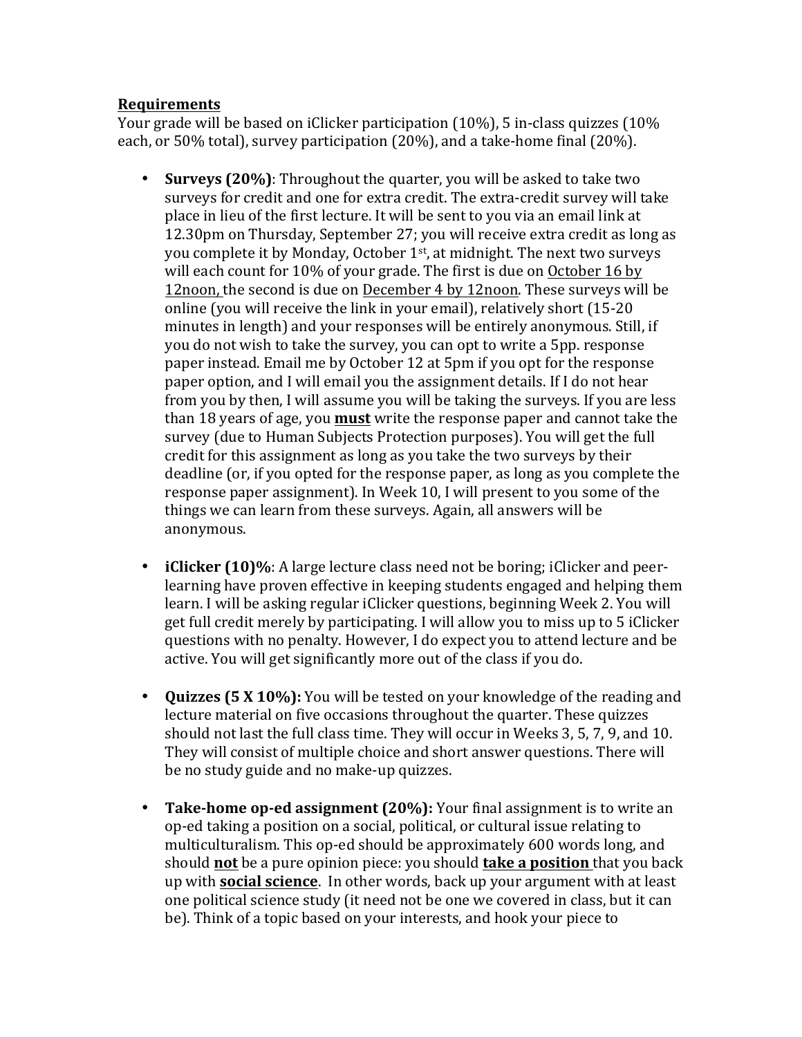<u>**Requirements**</u>

Your grade will be based on iClicker participation (10%), 5 in-class quizzes (10% each, or 50% total), survey participation (20%), and a take-home final (20%).

- **Surveys (20%)**: Throughout the quarter, you will be asked to take two surveys for credit and one for extra credit. The extra-credit survey will take place in lieu of the first lecture. It will be sent to you via an email link at 12.30pm on Thursday, September 27; you will receive extra credit as long as you complete it by Monday, October 1st, at midnight. The next two surveys will each count for 10% of your grade. The first is due on <u>October 16 by 12noon,</u> the second is due on <u>December 4 by 12noon</u>. These surveys will be online (you will receive the link in your email), relatively short (15-20 minutes in length) and your responses will be entirely anonymous. Still, if you do not wish to take the survey, you can opt to write a 5pp. response paper instead. Email me by October 12 at 5pm if you opt for the response paper option, and I will email you the assignment details. If I do not hear from you by then, I will assume you will be taking the surveys. If you are less than 18 years of age, you <u>**must**</u> write the response paper and cannot take the survey (due to Human Subjects Protection purposes). You will get the full credit for this assignment as long as you take the two surveys by their deadline (or, if you opted for the response paper, as long as you complete the response paper assignment). In Week 10, I will present to you some of the things we can learn from these surveys. Again, all answers will be anonymous.

- **iClicker (10)%**: A large lecture class need not be boring; iClicker and peer-learning have proven effective in keeping students engaged and helping them learn. I will be asking regular iClicker questions, beginning Week 2. You will get full credit merely by participating. I will allow you to miss up to 5 iClicker questions with no penalty. However, I do expect you to attend lecture and be active. You will get significantly more out of the class if you do.

- **Quizzes (5 X 10%):** You will be tested on your knowledge of the reading and lecture material on five occasions throughout the quarter. These quizzes should not last the full class time. They will occur in Weeks 3, 5, 7, 9, and 10. They will consist of multiple choice and short answer questions. There will be no study guide and no make-up quizzes.

- **Take-home op-ed assignment (20%):** Your final assignment is to write an op-ed taking a position on a social, political, or cultural issue relating to multiculturalism. This op-ed should be approximately 600 words long, and should <u>**not**</u> be a pure opinion piece: you should <u>**take a position**</u> that you back up with <u>**social science**</u>. In other words, back up your argument with at least one political science study (it need not be one we covered in class, but it can be). Think of a topic based on your interests, and hook your piece to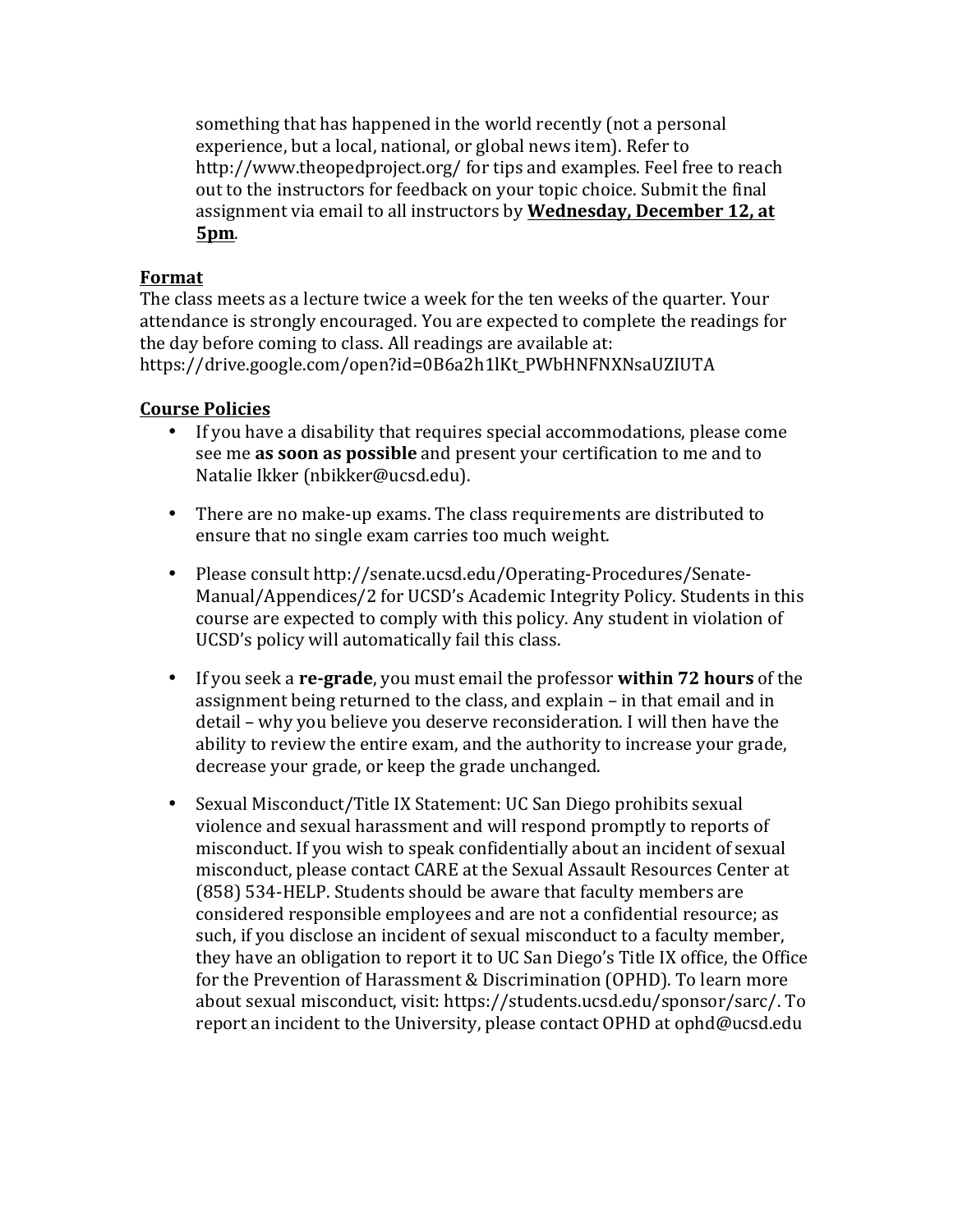something that has happened in the world recently (not a personal experience, but a local, national, or global news item). Refer to http://www.theopedproject.org/ for tips and examples. Feel free to reach out to the instructors for feedback on your topic choice. Submit the final assignment via email to all instructors by **Wednesday, December 12, at 5pm**.

**Format**

The class meets as a lecture twice a week for the ten weeks of the quarter. Your attendance is strongly encouraged. You are expected to complete the readings for the day before coming to class. All readings are available at: https://drive.google.com/open?id=0B6a2h1lKt_PWbHNFNXNsaUZIUTA

**Course Policies**

- If you have a disability that requires special accommodations, please come see me **as soon as possible** and present your certification to me and to Natalie Ikker (nbikker@ucsd.edu).

- There are no make-up exams. The class requirements are distributed to ensure that no single exam carries too much weight.

- Please consult http://senate.ucsd.edu/Operating-Procedures/Senate-Manual/Appendices/2 for UCSD's Academic Integrity Policy. Students in this course are expected to comply with this policy. Any student in violation of UCSD's policy will automatically fail this class.

- If you seek a **re-grade**, you must email the professor **within 72 hours** of the assignment being returned to the class, and explain – in that email and in detail – why you believe you deserve reconsideration. I will then have the ability to review the entire exam, and the authority to increase your grade, decrease your grade, or keep the grade unchanged.

- Sexual Misconduct/Title IX Statement: UC San Diego prohibits sexual violence and sexual harassment and will respond promptly to reports of misconduct. If you wish to speak confidentially about an incident of sexual misconduct, please contact CARE at the Sexual Assault Resources Center at (858) 534-HELP. Students should be aware that faculty members are considered responsible employees and are not a confidential resource; as such, if you disclose an incident of sexual misconduct to a faculty member, they have an obligation to report it to UC San Diego's Title IX office, the Office for the Prevention of Harassment & Discrimination (OPHD). To learn more about sexual misconduct, visit: https://students.ucsd.edu/sponsor/sarc/. To report an incident to the University, please contact OPHD at ophd@ucsd.edu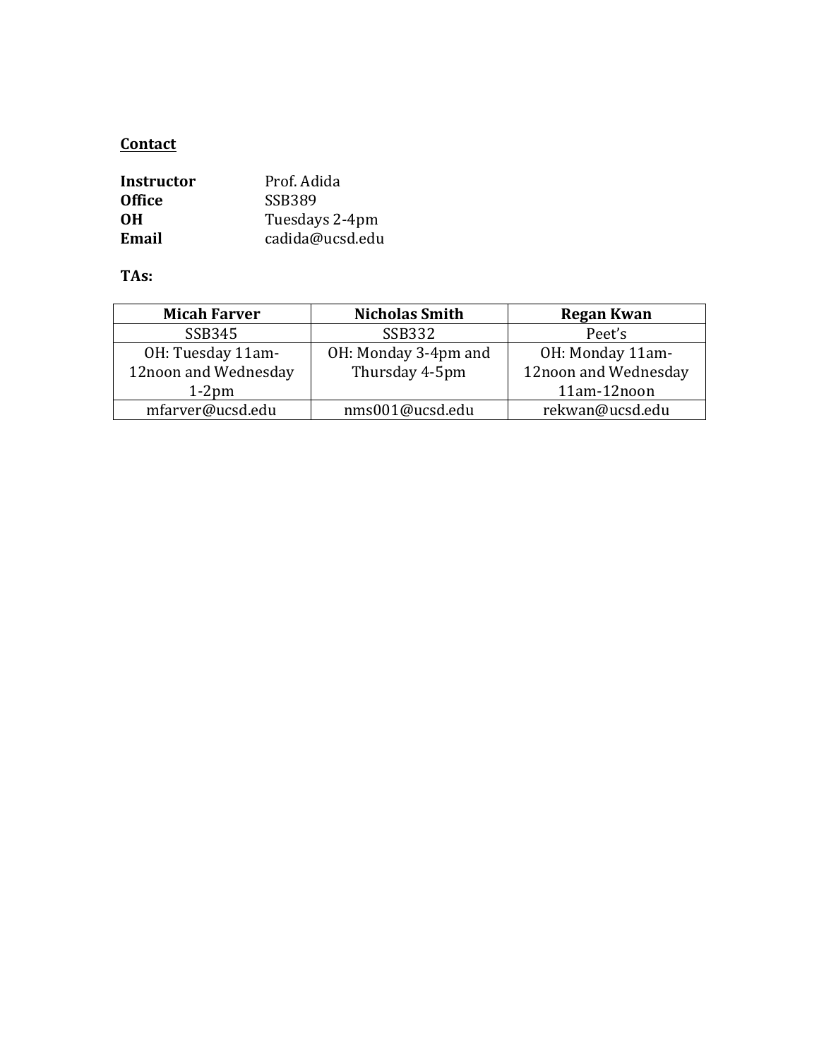**<u>Contact</u>**

| | |
|---|---|
| **Instructor** | Prof. Adida |
| **Office** | SSB389 |
| **OH** | Tuesdays 2-4pm |
| **Email** | cadida@ucsd.edu |

**TAs:**

| Micah Farver | Nicholas Smith | Regan Kwan |
|---|---|---|
| SSB345 | SSB332 | Peet's |
| OH: Tuesday 11am-12noon and Wednesday 1-2pm | OH: Monday 3-4pm and Thursday 4-5pm | OH: Monday 11am-12noon and Wednesday 11am-12noon |
| mfarver@ucsd.edu | nms001@ucsd.edu | rekwan@ucsd.edu |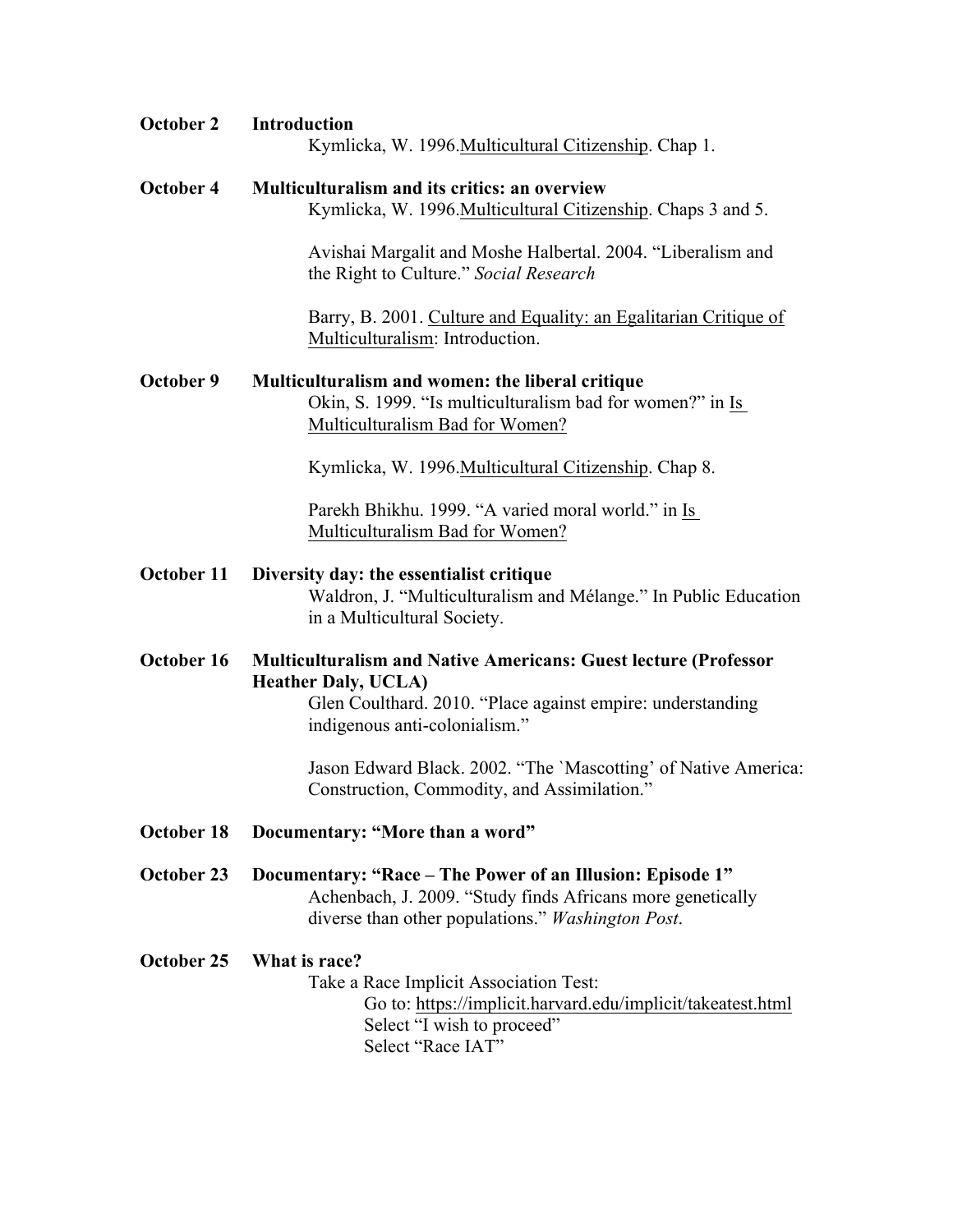**October 2** **Introduction**

Kymlicka, W. 1996.Multicultural Citizenship. Chap 1.

**October 4** **Multiculturalism and its critics: an overview**

Kymlicka, W. 1996.Multicultural Citizenship. Chaps 3 and 5.

Avishai Margalit and Moshe Halbertal. 2004. "Liberalism and the Right to Culture." *Social Research*

Barry, B. 2001. Culture and Equality: an Egalitarian Critique of Multiculturalism: Introduction.

**October 9** **Multiculturalism and women: the liberal critique**

Okin, S. 1999. "Is multiculturalism bad for women?" in Is Multiculturalism Bad for Women?

Kymlicka, W. 1996.Multicultural Citizenship. Chap 8.

Parekh Bhikhu. 1999. "A varied moral world." in Is Multiculturalism Bad for Women?

**October 11** **Diversity day: the essentialist critique**

Waldron, J. "Multiculturalism and Mélange." In Public Education in a Multicultural Society.

**October 16** **Multiculturalism and Native Americans: Guest lecture (Professor Heather Daly, UCLA)**

Glen Coulthard. 2010. "Place against empire: understanding indigenous anti-colonialism."

Jason Edward Black. 2002. "The `Mascotting' of Native America: Construction, Commodity, and Assimilation."

**October 18** **Documentary: "More than a word"**

**October 23** **Documentary: "Race – The Power of an Illusion: Episode 1"**

Achenbach, J. 2009. "Study finds Africans more genetically diverse than other populations." *Washington Post*.

**October 25** **What is race?**

Take a Race Implicit Association Test:

Go to: https://implicit.harvard.edu/implicit/takeatest.html
Select "I wish to proceed"
Select "Race IAT"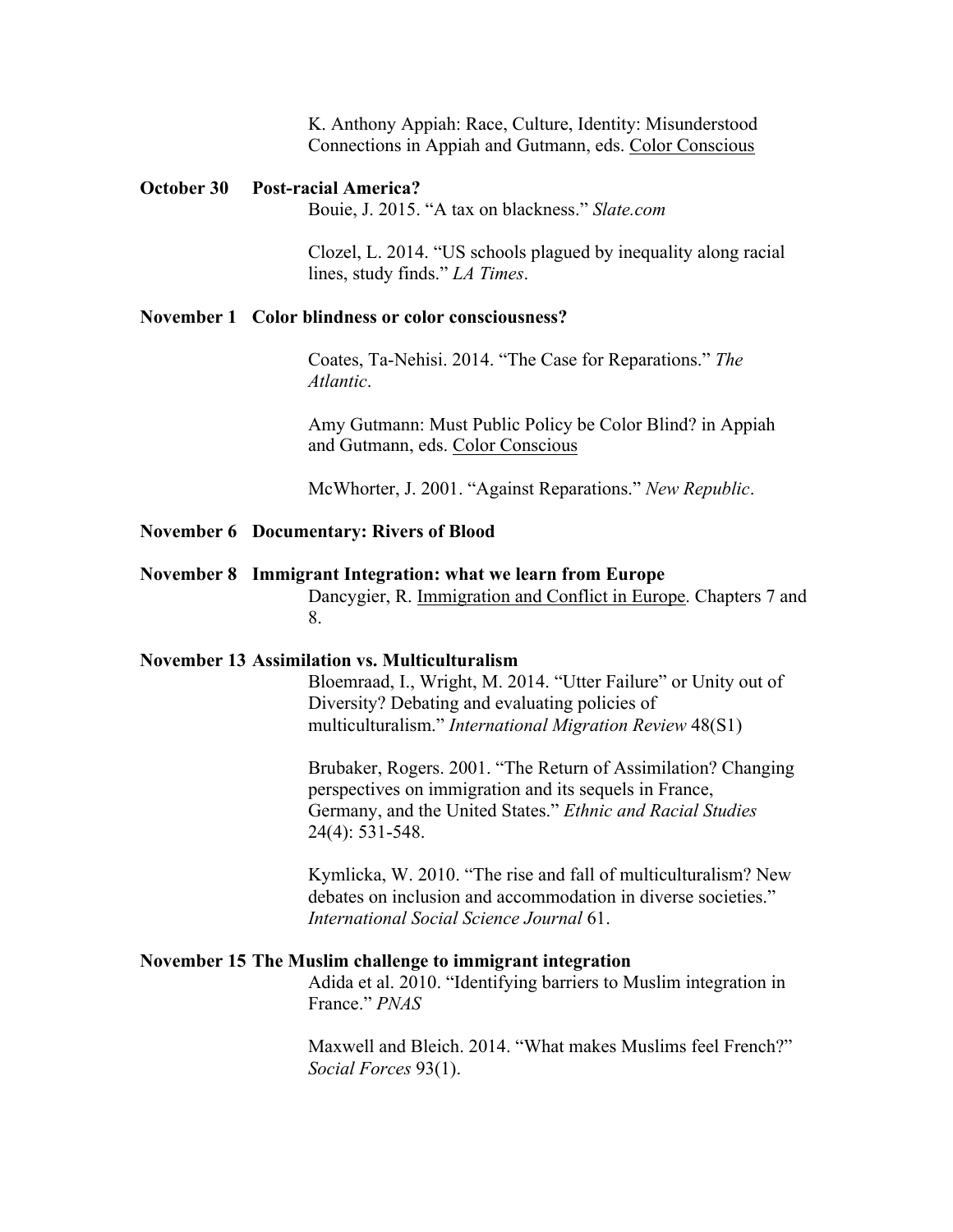K. Anthony Appiah: Race, Culture, Identity: Misunderstood Connections in Appiah and Gutmann, eds. Color Conscious

**October 30 Post-racial America?**

Bouie, J. 2015. "A tax on blackness." *Slate.com*

Clozel, L. 2014. "US schools plagued by inequality along racial lines, study finds." *LA Times*.

**November 1 Color blindness or color consciousness?**

Coates, Ta-Nehisi. 2014. "The Case for Reparations." *The Atlantic*.

Amy Gutmann: Must Public Policy be Color Blind? in Appiah and Gutmann, eds. Color Conscious

McWhorter, J. 2001. "Against Reparations." *New Republic*.

**November 6 Documentary: Rivers of Blood**

**November 8 Immigrant Integration: what we learn from Europe**

Dancygier, R. Immigration and Conflict in Europe. Chapters 7 and 8.

**November 13 Assimilation vs. Multiculturalism**

Bloemraad, I., Wright, M. 2014. "Utter Failure" or Unity out of Diversity? Debating and evaluating policies of multiculturalism." *International Migration Review* 48(S1)

Brubaker, Rogers. 2001. "The Return of Assimilation? Changing perspectives on immigration and its sequels in France, Germany, and the United States." *Ethnic and Racial Studies* 24(4): 531-548.

Kymlicka, W. 2010. "The rise and fall of multiculturalism? New debates on inclusion and accommodation in diverse societies." *International Social Science Journal* 61.

**November 15 The Muslim challenge to immigrant integration**

Adida et al. 2010. "Identifying barriers to Muslim integration in France." *PNAS*

Maxwell and Bleich. 2014. "What makes Muslims feel French?" *Social Forces* 93(1).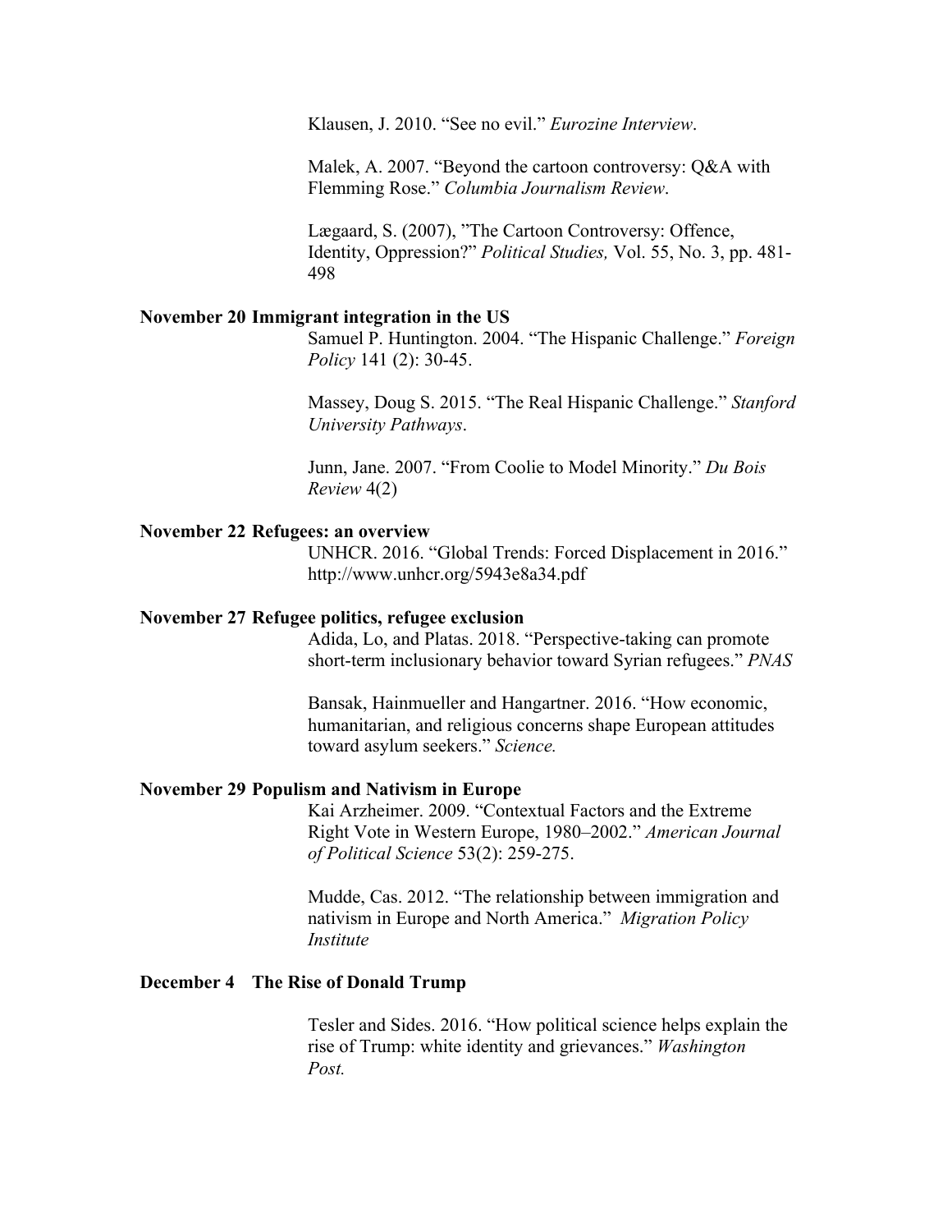Klausen, J. 2010. "See no evil." *Eurozine Interview*.

Malek, A. 2007. "Beyond the cartoon controversy: Q&A with Flemming Rose." *Columbia Journalism Review*.

Lægaard, S. (2007), "The Cartoon Controversy: Offence, Identity, Oppression?" *Political Studies,* Vol. 55, No. 3, pp. 481-498

**November 20 Immigrant integration in the US**

Samuel P. Huntington. 2004. "The Hispanic Challenge." *Foreign Policy* 141 (2): 30-45.

Massey, Doug S. 2015. "The Real Hispanic Challenge." *Stanford University Pathways*.

Junn, Jane. 2007. "From Coolie to Model Minority." *Du Bois Review* 4(2)

**November 22 Refugees: an overview**

UNHCR. 2016. "Global Trends: Forced Displacement in 2016." http://www.unhcr.org/5943e8a34.pdf

**November 27 Refugee politics, refugee exclusion**

Adida, Lo, and Platas. 2018. "Perspective-taking can promote short-term inclusionary behavior toward Syrian refugees." *PNAS*

Bansak, Hainmueller and Hangartner. 2016. "How economic, humanitarian, and religious concerns shape European attitudes toward asylum seekers." *Science.*

**November 29 Populism and Nativism in Europe**

Kai Arzheimer. 2009. "Contextual Factors and the Extreme Right Vote in Western Europe, 1980–2002." *American Journal of Political Science* 53(2): 259-275.

Mudde, Cas. 2012. "The relationship between immigration and nativism in Europe and North America." *Migration Policy Institute*

**December 4 The Rise of Donald Trump**

Tesler and Sides. 2016. "How political science helps explain the rise of Trump: white identity and grievances." *Washington Post.*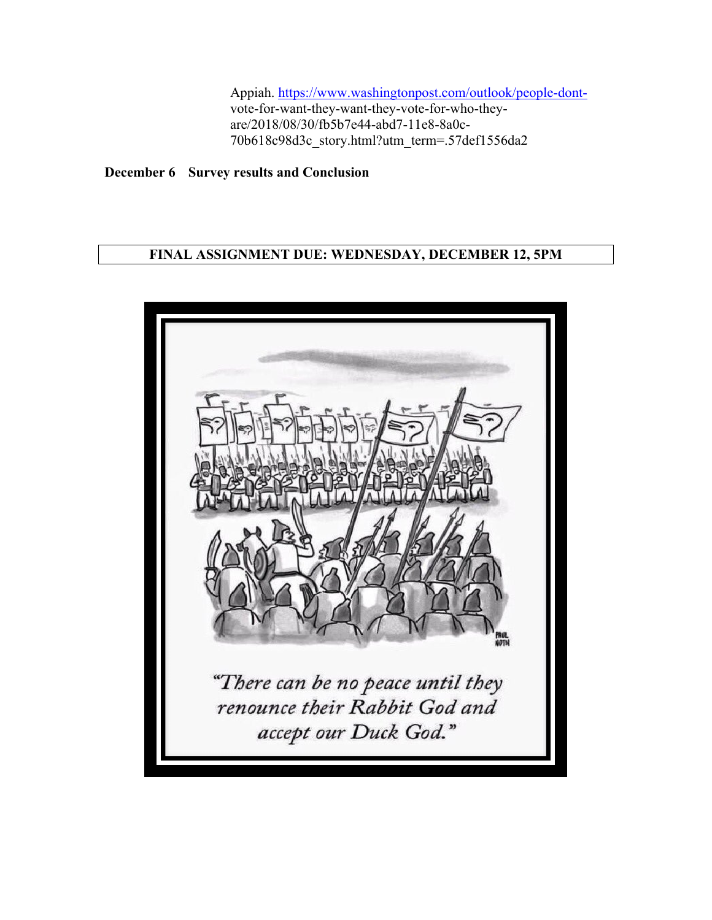Appiah. https://www.washingtonpost.com/outlook/people-dont-vote-for-want-they-want-they-vote-for-who-they-are/2018/08/30/fb5b7e44-abd7-11e8-8a0c-70b618c98d3c_story.html?utm_term=.57def1556da2

**December 6 Survey results and Conclusion**

**FINAL ASSIGNMENT DUE: WEDNESDAY, DECEMBER 12, 5PM**

*"There can be no peace until they renounce their Rabbit God and accept our Duck God."*